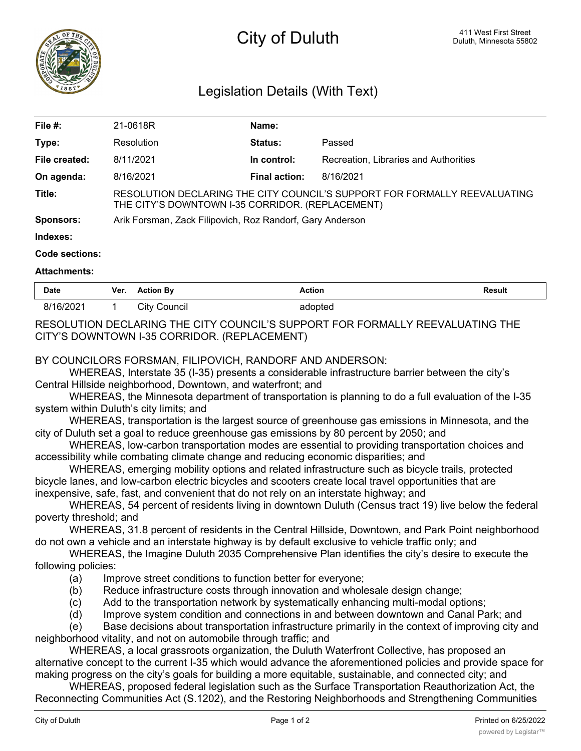# City of Duluth

411 West First Street
Duluth, Minnesota 55802

## Legislation Details (With Text)

| | | | |
|---|---|---|---|
| **File #:** | 21-0618R | **Name:** | |
| **Type:** | Resolution | **Status:** | Passed |
| **File created:** | 8/11/2021 | **In control:** | Recreation, Libraries and Authorities |
| **On agenda:** | 8/16/2021 | **Final action:** | 8/16/2021 |
| **Title:** | RESOLUTION DECLARING THE CITY COUNCIL'S SUPPORT FOR FORMALLY REEVALUATING THE CITY'S DOWNTOWN I-35 CORRIDOR. (REPLACEMENT) | | |
| **Sponsors:** | Arik Forsman, Zack Filipovich, Roz Randorf, Gary Anderson | | |
| **Indexes:** | | | |
| **Code sections:** | | | |
| **Attachments:** | | | |

| Date | Ver. | Action By | Action | Result |
|---|---|---|---|---|
| 8/16/2021 | 1 | City Council | adopted | |

RESOLUTION DECLARING THE CITY COUNCIL'S SUPPORT FOR FORMALLY REEVALUATING THE CITY'S DOWNTOWN I-35 CORRIDOR. (REPLACEMENT)

BY COUNCILORS FORSMAN, FILIPOVICH, RANDORF AND ANDERSON:

WHEREAS, Interstate 35 (I-35) presents a considerable infrastructure barrier between the city's Central Hillside neighborhood, Downtown, and waterfront; and

WHEREAS, the Minnesota department of transportation is planning to do a full evaluation of the I-35 system within Duluth's city limits; and

WHEREAS, transportation is the largest source of greenhouse gas emissions in Minnesota, and the city of Duluth set a goal to reduce greenhouse gas emissions by 80 percent by 2050; and

WHEREAS, low-carbon transportation modes are essential to providing transportation choices and accessibility while combating climate change and reducing economic disparities; and

WHEREAS, emerging mobility options and related infrastructure such as bicycle trails, protected bicycle lanes, and low-carbon electric bicycles and scooters create local travel opportunities that are inexpensive, safe, fast, and convenient that do not rely on an interstate highway; and

WHEREAS, 54 percent of residents living in downtown Duluth (Census tract 19) live below the federal poverty threshold; and

WHEREAS, 31.8 percent of residents in the Central Hillside, Downtown, and Park Point neighborhood do not own a vehicle and an interstate highway is by default exclusive to vehicle traffic only; and

WHEREAS, the Imagine Duluth 2035 Comprehensive Plan identifies the city's desire to execute the following policies:

(a) Improve street conditions to function better for everyone;

(b) Reduce infrastructure costs through innovation and wholesale design change;

(c) Add to the transportation network by systematically enhancing multi-modal options;

(d) Improve system condition and connections in and between downtown and Canal Park; and

(e) Base decisions about transportation infrastructure primarily in the context of improving city and neighborhood vitality, and not on automobile through traffic; and

WHEREAS, a local grassroots organization, the Duluth Waterfront Collective, has proposed an alternative concept to the current I-35 which would advance the aforementioned policies and provide space for making progress on the city's goals for building a more equitable, sustainable, and connected city; and

WHEREAS, proposed federal legislation such as the Surface Transportation Reauthorization Act, the Reconnecting Communities Act (S.1202), and the Restoring Neighborhoods and Strengthening Communities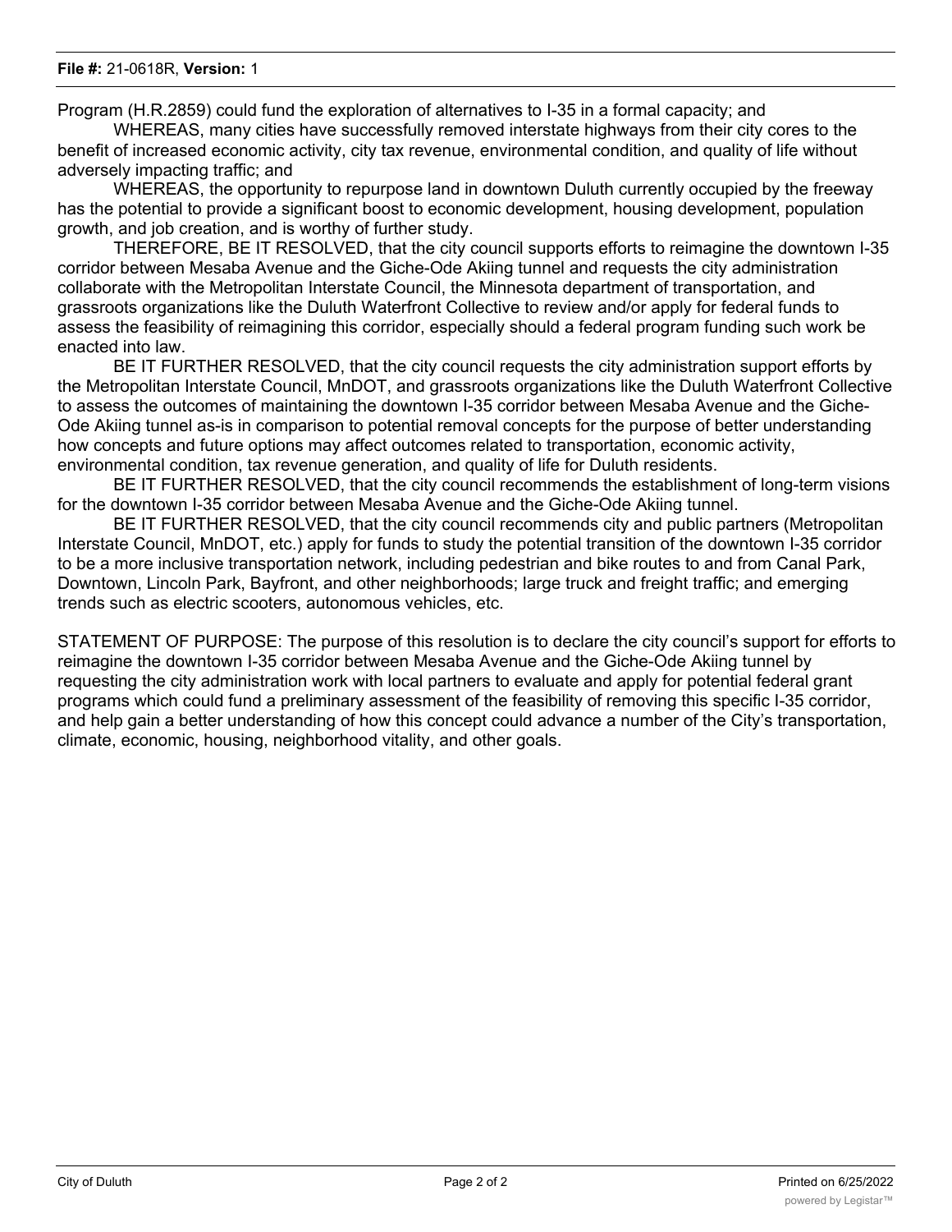Program (H.R.2859) could fund the exploration of alternatives to I-35 in a formal capacity; and

WHEREAS, many cities have successfully removed interstate highways from their city cores to the benefit of increased economic activity, city tax revenue, environmental condition, and quality of life without adversely impacting traffic; and

WHEREAS, the opportunity to repurpose land in downtown Duluth currently occupied by the freeway has the potential to provide a significant boost to economic development, housing development, population growth, and job creation, and is worthy of further study.

THEREFORE, BE IT RESOLVED, that the city council supports efforts to reimagine the downtown I-35 corridor between Mesaba Avenue and the Giche-Ode Akiing tunnel and requests the city administration collaborate with the Metropolitan Interstate Council, the Minnesota department of transportation, and grassroots organizations like the Duluth Waterfront Collective to review and/or apply for federal funds to assess the feasibility of reimagining this corridor, especially should a federal program funding such work be enacted into law.

BE IT FURTHER RESOLVED, that the city council requests the city administration support efforts by the Metropolitan Interstate Council, MnDOT, and grassroots organizations like the Duluth Waterfront Collective to assess the outcomes of maintaining the downtown I-35 corridor between Mesaba Avenue and the Giche-Ode Akiing tunnel as-is in comparison to potential removal concepts for the purpose of better understanding how concepts and future options may affect outcomes related to transportation, economic activity, environmental condition, tax revenue generation, and quality of life for Duluth residents.

BE IT FURTHER RESOLVED, that the city council recommends the establishment of long-term visions for the downtown I-35 corridor between Mesaba Avenue and the Giche-Ode Akiing tunnel.

BE IT FURTHER RESOLVED, that the city council recommends city and public partners (Metropolitan Interstate Council, MnDOT, etc.) apply for funds to study the potential transition of the downtown I-35 corridor to be a more inclusive transportation network, including pedestrian and bike routes to and from Canal Park, Downtown, Lincoln Park, Bayfront, and other neighborhoods; large truck and freight traffic; and emerging trends such as electric scooters, autonomous vehicles, etc.

STATEMENT OF PURPOSE: The purpose of this resolution is to declare the city council's support for efforts to reimagine the downtown I-35 corridor between Mesaba Avenue and the Giche-Ode Akiing tunnel by requesting the city administration work with local partners to evaluate and apply for potential federal grant programs which could fund a preliminary assessment of the feasibility of removing this specific I-35 corridor, and help gain a better understanding of how this concept could advance a number of the City's transportation, climate, economic, housing, neighborhood vitality, and other goals.